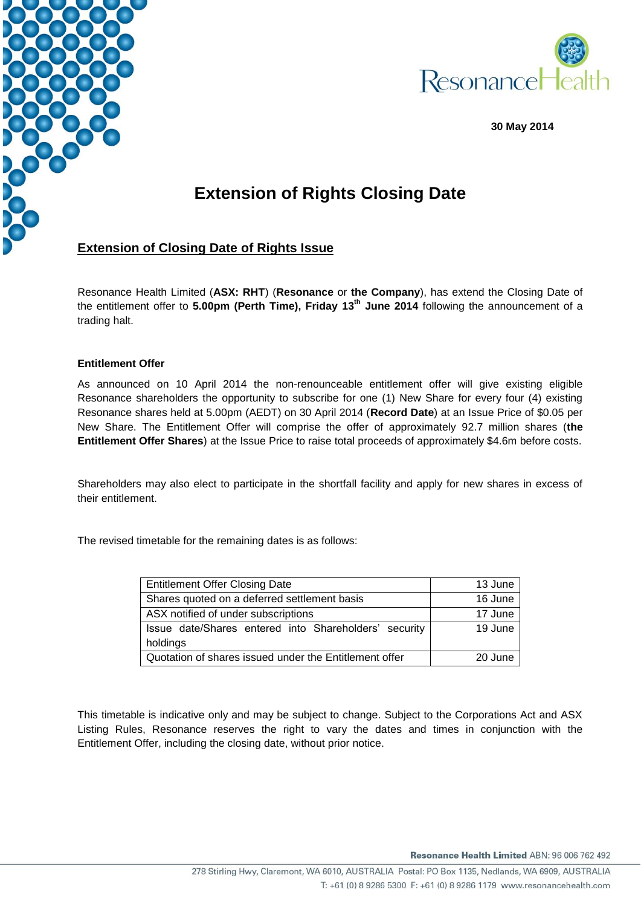30 May 2014

# Extension of Rights Closing Date

## Extension of Closing Date of Rights Issue

Resonance Health Limited (**ASX: RHT**) (**Resonance** or **the Company**), has extend the Closing Date of the entitlement offer to **5.00pm (Perth Time), Friday 13th June 2014** following the announcement of a trading halt.

### Entitlement Offer

As announced on 10 April 2014 the non-renounceable entitlement offer will give existing eligible Resonance shareholders the opportunity to subscribe for one (1) New Share for every four (4) existing Resonance shares held at 5.00pm (AEDT) on 30 April 2014 (**Record Date**) at an Issue Price of $0.05 per New Share. The Entitlement Offer will comprise the offer of approximately 92.7 million shares (**the Entitlement Offer Shares**) at the Issue Price to raise total proceeds of approximately $4.6m before costs.

Shareholders may also elect to participate in the shortfall facility and apply for new shares in excess of their entitlement.

The revised timetable for the remaining dates is as follows:

| Event | Date |
|---|---|
| Entitlement Offer Closing Date | 13 June |
| Shares quoted on a deferred settlement basis | 16 June |
| ASX notified of under subscriptions | 17 June |
| Issue date/Shares entered into Shareholders' security holdings | 19 June |
| Quotation of shares issued under the Entitlement offer | 20 June |

This timetable is indicative only and may be subject to change. Subject to the Corporations Act and ASX Listing Rules, Resonance reserves the right to vary the dates and times in conjunction with the Entitlement Offer, including the closing date, without prior notice.

**Resonance Health Limited** ABN: 96 006 762 492

278 Stirling Hwy, Claremont, WA 6010, AUSTRALIA Postal: PO Box 1135, Nedlands, WA 6909, AUSTRALIA

T: +61 (0) 8 9286 5300 F: +61 (0) 8 9286 1179 www.resonancehealth.com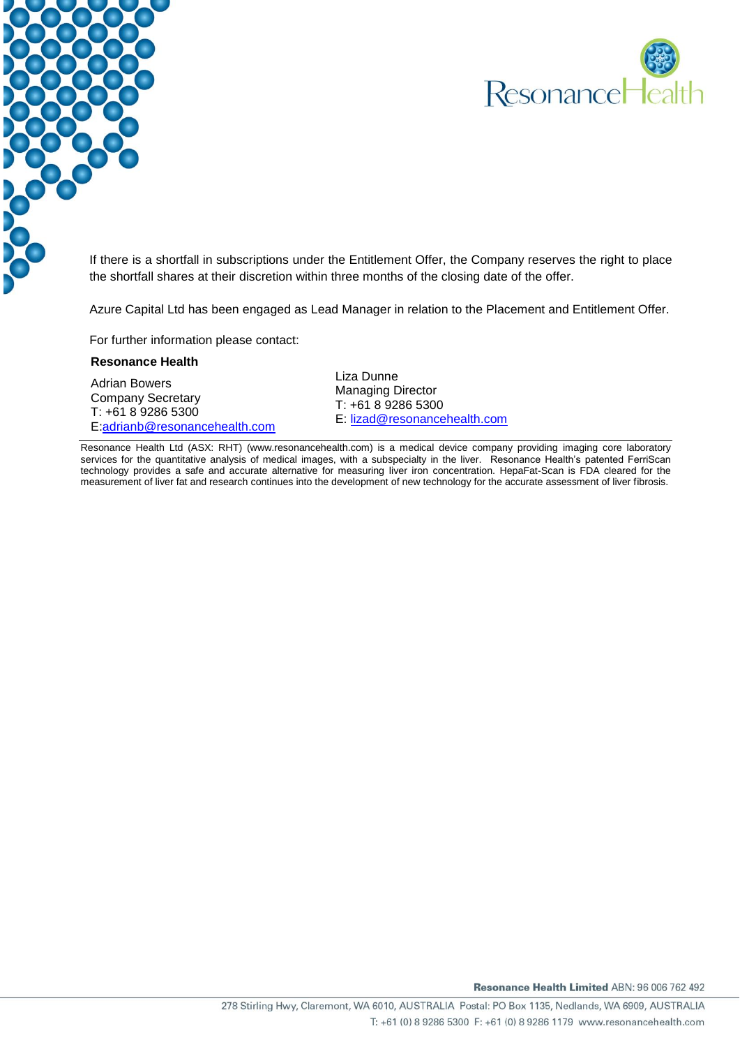If there is a shortfall in subscriptions under the Entitlement Offer, the Company reserves the right to place the shortfall shares at their discretion within three months of the closing date of the offer.

Azure Capital Ltd has been engaged as Lead Manager in relation to the Placement and Entitlement Offer.

For further information please contact:

**Resonance Health**

Adrian Bowers
Company Secretary
T: +61 8 9286 5300
E:adrianb@resonancehealth.com

Liza Dunne
Managing Director
T: +61 8 9286 5300
E: lizad@resonancehealth.com

---

Resonance Health Ltd (ASX: RHT) (www.resonancehealth.com) is a medical device company providing imaging core laboratory services for the quantitative analysis of medical images, with a subspecialty in the liver. Resonance Health's patented FerriScan technology provides a safe and accurate alternative for measuring liver iron concentration. HepaFat-Scan is FDA cleared for the measurement of liver fat and research continues into the development of new technology for the accurate assessment of liver fibrosis.